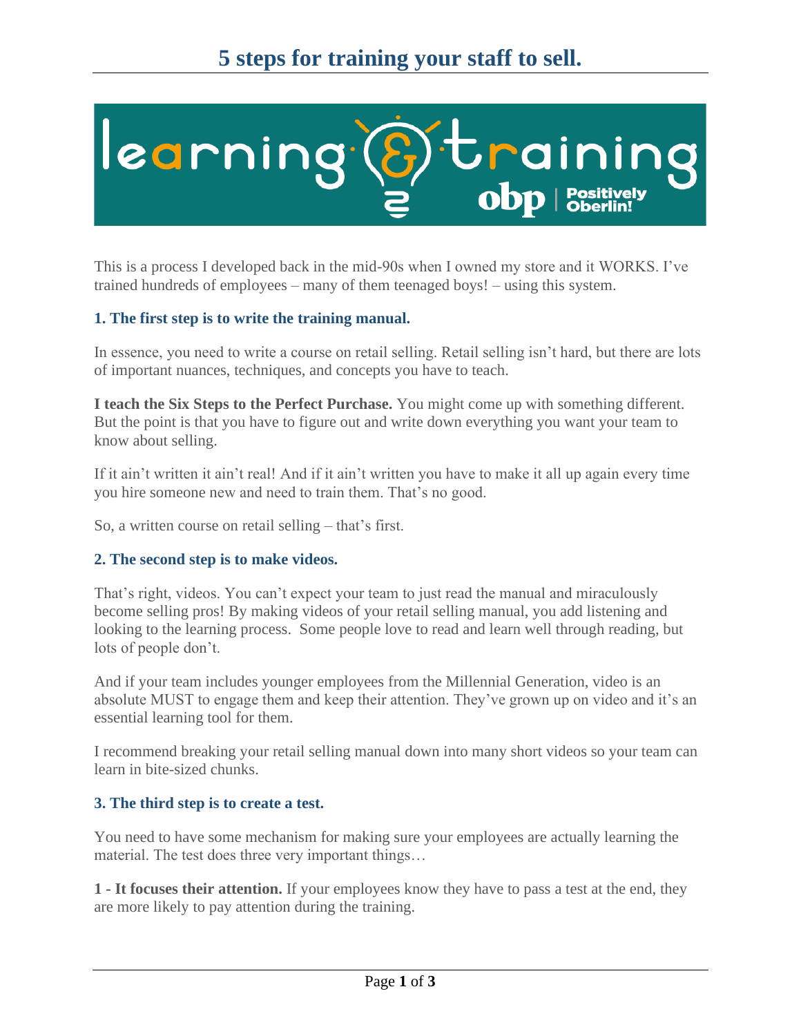# 5 steps for training your staff to sell.

This is a process I developed back in the mid-90s when I owned my store and it WORKS. I've trained hundreds of employees – many of them teenaged boys! – using this system.

### 1. The first step is to write the training manual.

In essence, you need to write a course on retail selling. Retail selling isn't hard, but there are lots of important nuances, techniques, and concepts you have to teach.

**I teach the Six Steps to the Perfect Purchase.** You might come up with something different. But the point is that you have to figure out and write down everything you want your team to know about selling.

If it ain't written it ain't real! And if it ain't written you have to make it all up again every time you hire someone new and need to train them. That's no good.

So, a written course on retail selling – that's first.

### 2. The second step is to make videos.

That's right, videos. You can't expect your team to just read the manual and miraculously become selling pros! By making videos of your retail selling manual, you add listening and looking to the learning process. Some people love to read and learn well through reading, but lots of people don't.

And if your team includes younger employees from the Millennial Generation, video is an absolute MUST to engage them and keep their attention. They've grown up on video and it's an essential learning tool for them.

I recommend breaking your retail selling manual down into many short videos so your team can learn in bite-sized chunks.

### 3. The third step is to create a test.

You need to have some mechanism for making sure your employees are actually learning the material. The test does three very important things…

**1 - It focuses their attention.** If your employees know they have to pass a test at the end, they are more likely to pay attention during the training.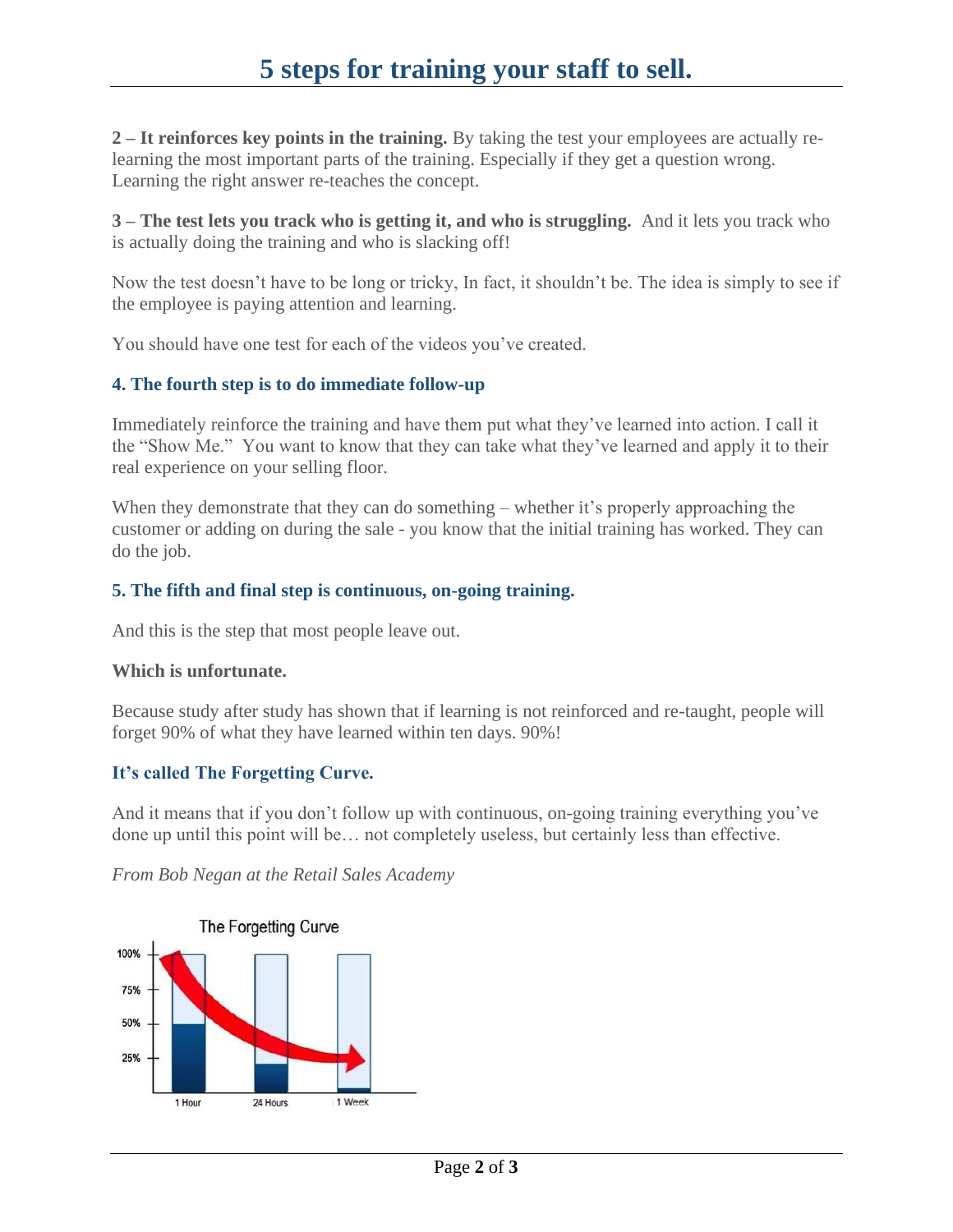**2 – It reinforces key points in the training.** By taking the test your employees are actually re-learning the most important parts of the training. Especially if they get a question wrong. Learning the right answer re-teaches the concept.

**3 – The test lets you track who is getting it, and who is struggling.** And it lets you track who is actually doing the training and who is slacking off!

Now the test doesn't have to be long or tricky, In fact, it shouldn't be. The idea is simply to see if the employee is paying attention and learning.

You should have one test for each of the videos you've created.

### 4. The fourth step is to do immediate follow-up

Immediately reinforce the training and have them put what they've learned into action. I call it the "Show Me." You want to know that they can take what they've learned and apply it to their real experience on your selling floor.

When they demonstrate that they can do something – whether it's properly approaching the customer or adding on during the sale - you know that the initial training has worked. They can do the job.

### 5. The fifth and final step is continuous, on-going training.

And this is the step that most people leave out.

**Which is unfortunate.**

Because study after study has shown that if learning is not reinforced and re-taught, people will forget 90% of what they have learned within ten days. 90%!

### It's called The Forgetting Curve.

And it means that if you don't follow up with continuous, on-going training everything you've done up until this point will be… not completely useless, but certainly less than effective.

*From Bob Negan at the Retail Sales Academy*

The Forgetting Curve

100%, 75%, 50%, 25%

1 Hour, 24 Hours, 1 Week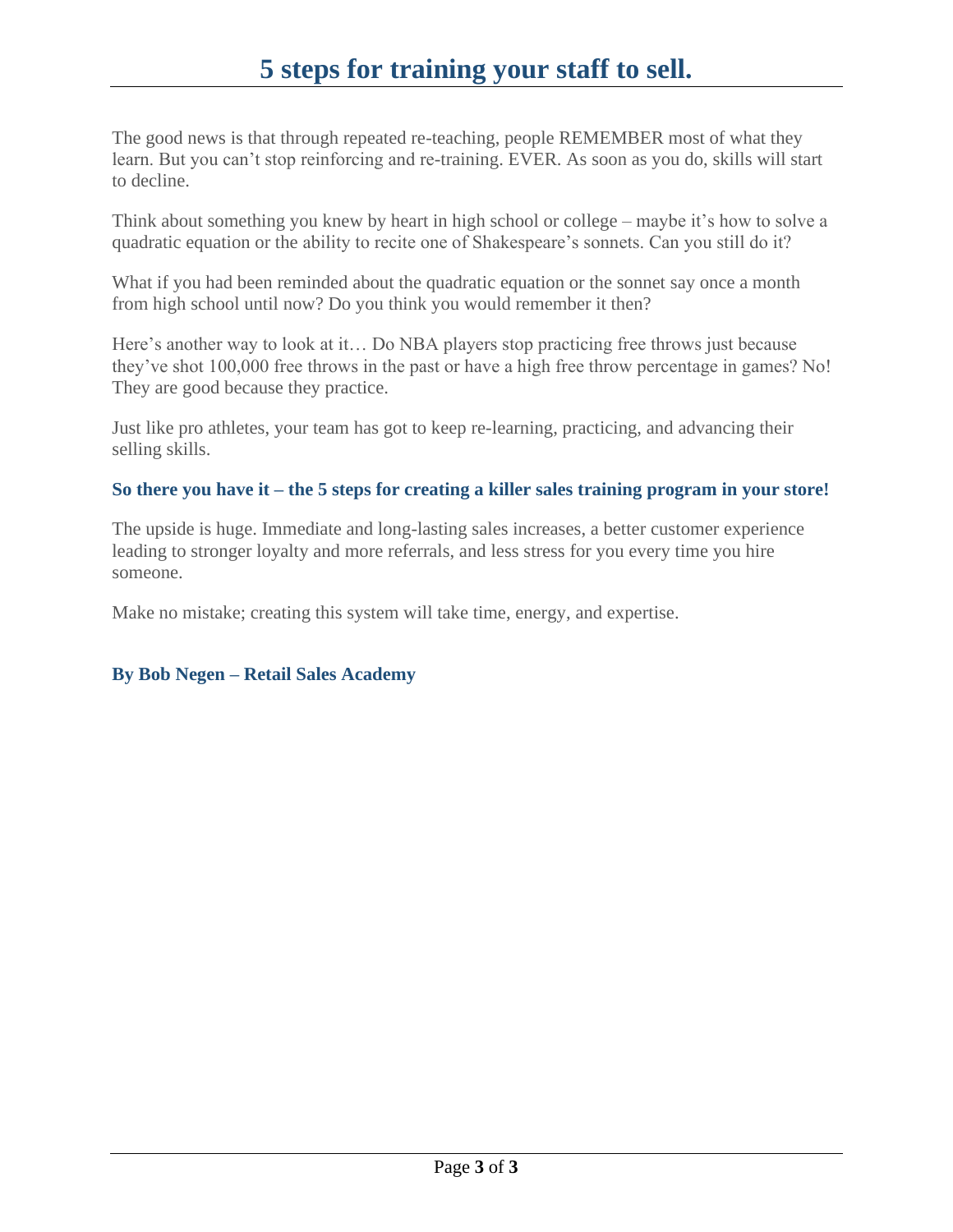The good news is that through repeated re-teaching, people REMEMBER most of what they learn. But you can't stop reinforcing and re-training. EVER. As soon as you do, skills will start to decline.

Think about something you knew by heart in high school or college – maybe it's how to solve a quadratic equation or the ability to recite one of Shakespeare's sonnets. Can you still do it?

What if you had been reminded about the quadratic equation or the sonnet say once a month from high school until now? Do you think you would remember it then?

Here's another way to look at it… Do NBA players stop practicing free throws just because they've shot 100,000 free throws in the past or have a high free throw percentage in games? No! They are good because they practice.

Just like pro athletes, your team has got to keep re-learning, practicing, and advancing their selling skills.

**So there you have it – the 5 steps for creating a killer sales training program in your store!**

The upside is huge. Immediate and long-lasting sales increases, a better customer experience leading to stronger loyalty and more referrals, and less stress for you every time you hire someone.

Make no mistake; creating this system will take time, energy, and expertise.

**By Bob Negen – Retail Sales Academy**